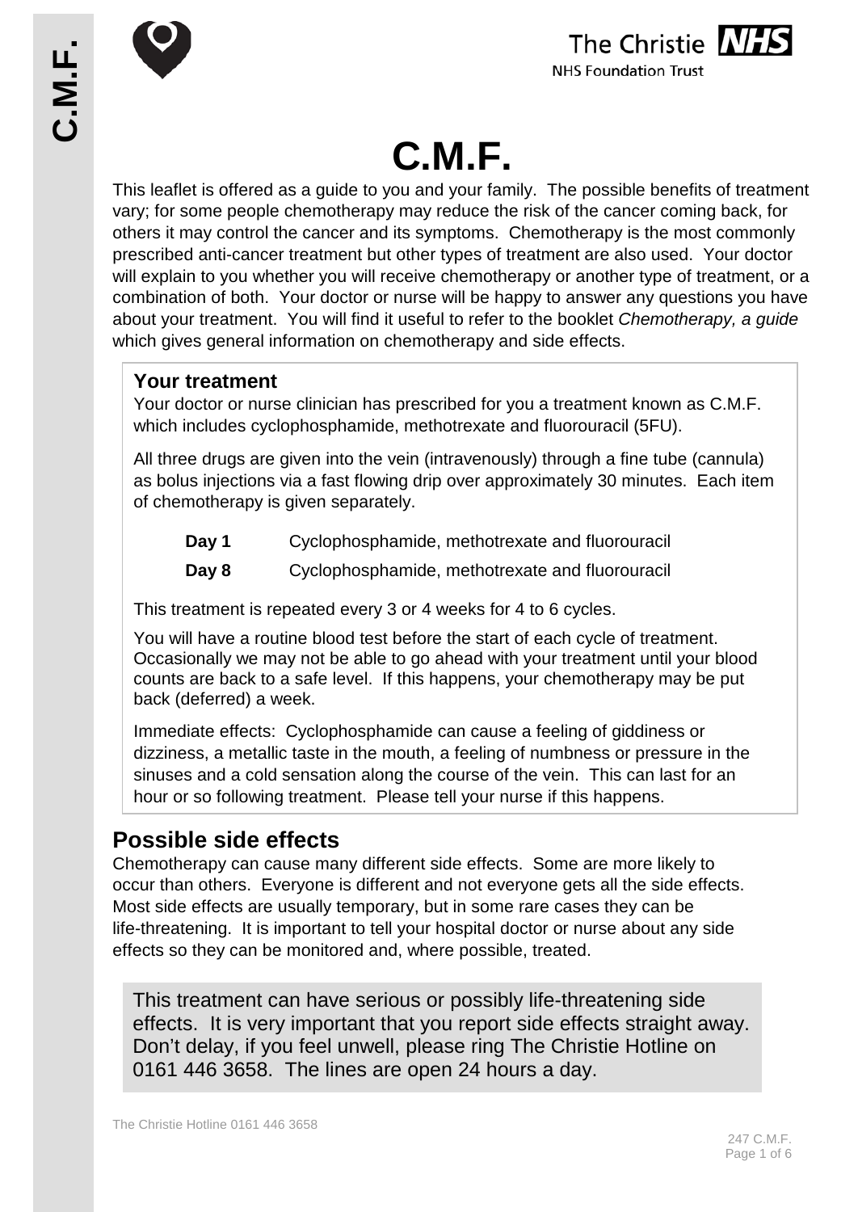# C.M.F.

This leaflet is offered as a guide to you and your family. The possible benefits of treatment vary; for some people chemotherapy may reduce the risk of the cancer coming back, for others it may control the cancer and its symptoms. Chemotherapy is the most commonly prescribed anti-cancer treatment but other types of treatment are also used. Your doctor will explain to you whether you will receive chemotherapy or another type of treatment, or a combination of both. Your doctor or nurse will be happy to answer any questions you have about your treatment. You will find it useful to refer to the booklet *Chemotherapy, a guide* which gives general information on chemotherapy and side effects.

### Your treatment

Your doctor or nurse clinician has prescribed for you a treatment known as C.M.F. which includes cyclophosphamide, methotrexate and fluorouracil (5FU).

All three drugs are given into the vein (intravenously) through a fine tube (cannula) as bolus injections via a fast flowing drip over approximately 30 minutes. Each item of chemotherapy is given separately.

| | |
|---|---|
| **Day 1** | Cyclophosphamide, methotrexate and fluorouracil |
| **Day 8** | Cyclophosphamide, methotrexate and fluorouracil |

This treatment is repeated every 3 or 4 weeks for 4 to 6 cycles.

You will have a routine blood test before the start of each cycle of treatment. Occasionally we may not be able to go ahead with your treatment until your blood counts are back to a safe level. If this happens, your chemotherapy may be put back (deferred) a week.

Immediate effects: Cyclophosphamide can cause a feeling of giddiness or dizziness, a metallic taste in the mouth, a feeling of numbness or pressure in the sinuses and a cold sensation along the course of the vein. This can last for an hour or so following treatment. Please tell your nurse if this happens.

## Possible side effects

Chemotherapy can cause many different side effects. Some are more likely to occur than others. Everyone is different and not everyone gets all the side effects. Most side effects are usually temporary, but in some rare cases they can be life-threatening. It is important to tell your hospital doctor or nurse about any side effects so they can be monitored and, where possible, treated.

This treatment can have serious or possibly life-threatening side effects. It is very important that you report side effects straight away. Don't delay, if you feel unwell, please ring The Christie Hotline on 0161 446 3658. The lines are open 24 hours a day.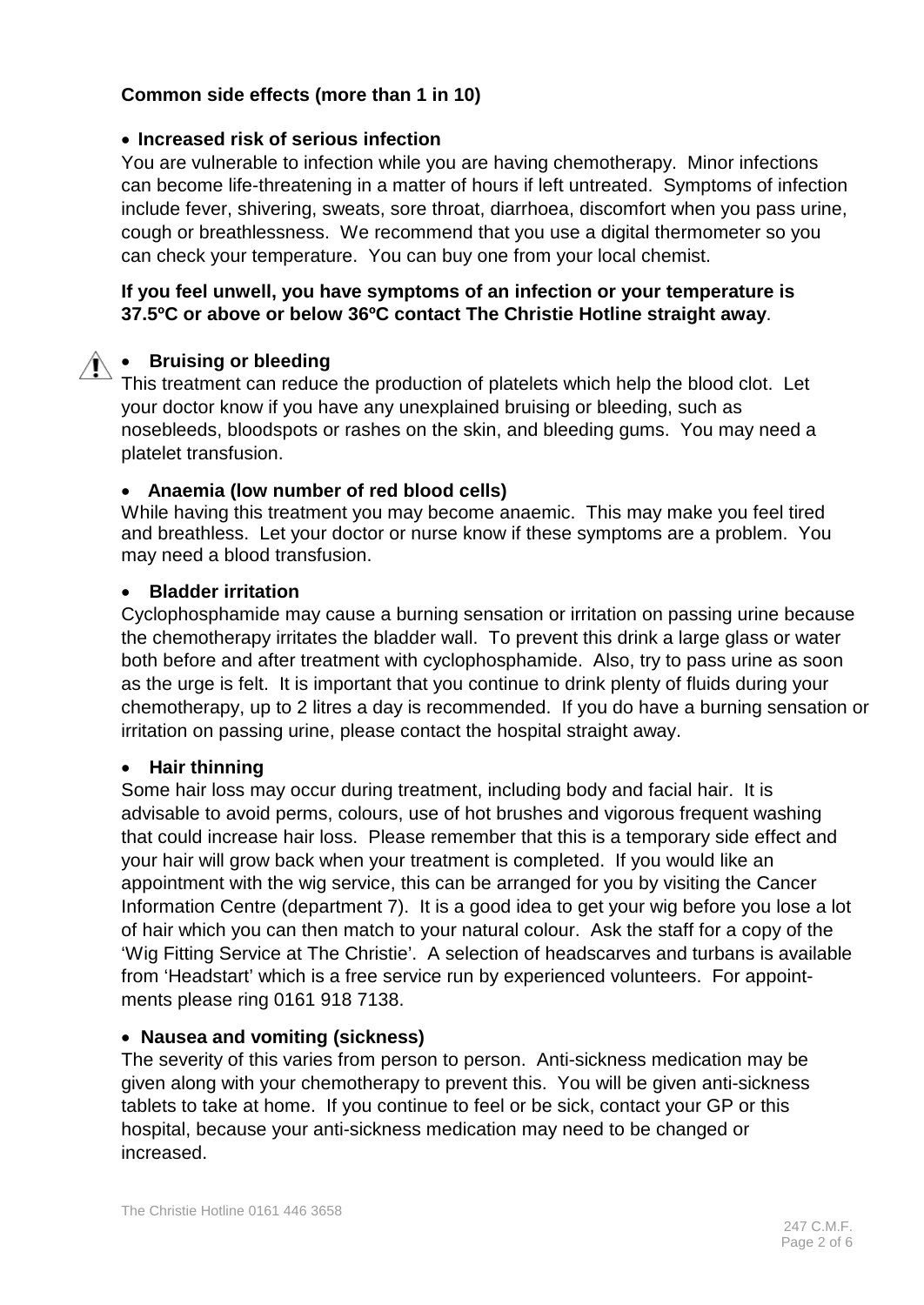**Common side effects (more than 1 in 10)**

- **Increased risk of serious infection**

You are vulnerable to infection while you are having chemotherapy. Minor infections can become life-threatening in a matter of hours if left untreated. Symptoms of infection include fever, shivering, sweats, sore throat, diarrhoea, discomfort when you pass urine, cough or breathlessness. We recommend that you use a digital thermometer so you can check your temperature. You can buy one from your local chemist.

**If you feel unwell, you have symptoms of an infection or your temperature is 37.5ºC or above or below 36ºC contact The Christie Hotline straight away**.

- **Bruising or bleeding**

This treatment can reduce the production of platelets which help the blood clot. Let your doctor know if you have any unexplained bruising or bleeding, such as nosebleeds, bloodspots or rashes on the skin, and bleeding gums. You may need a platelet transfusion.

- **Anaemia (low number of red blood cells)**

While having this treatment you may become anaemic. This may make you feel tired and breathless. Let your doctor or nurse know if these symptoms are a problem. You may need a blood transfusion.

- **Bladder irritation**

Cyclophosphamide may cause a burning sensation or irritation on passing urine because the chemotherapy irritates the bladder wall. To prevent this drink a large glass or water both before and after treatment with cyclophosphamide. Also, try to pass urine as soon as the urge is felt. It is important that you continue to drink plenty of fluids during your chemotherapy, up to 2 litres a day is recommended. If you do have a burning sensation or irritation on passing urine, please contact the hospital straight away.

- **Hair thinning**

Some hair loss may occur during treatment, including body and facial hair. It is advisable to avoid perms, colours, use of hot brushes and vigorous frequent washing that could increase hair loss. Please remember that this is a temporary side effect and your hair will grow back when your treatment is completed. If you would like an appointment with the wig service, this can be arranged for you by visiting the Cancer Information Centre (department 7). It is a good idea to get your wig before you lose a lot of hair which you can then match to your natural colour. Ask the staff for a copy of the 'Wig Fitting Service at The Christie'. A selection of headscarves and turbans is available from 'Headstart' which is a free service run by experienced volunteers. For appointments please ring 0161 918 7138.

- **Nausea and vomiting (sickness)**

The severity of this varies from person to person. Anti-sickness medication may be given along with your chemotherapy to prevent this. You will be given anti-sickness tablets to take at home. If you continue to feel or be sick, contact your GP or this hospital, because your anti-sickness medication may need to be changed or increased.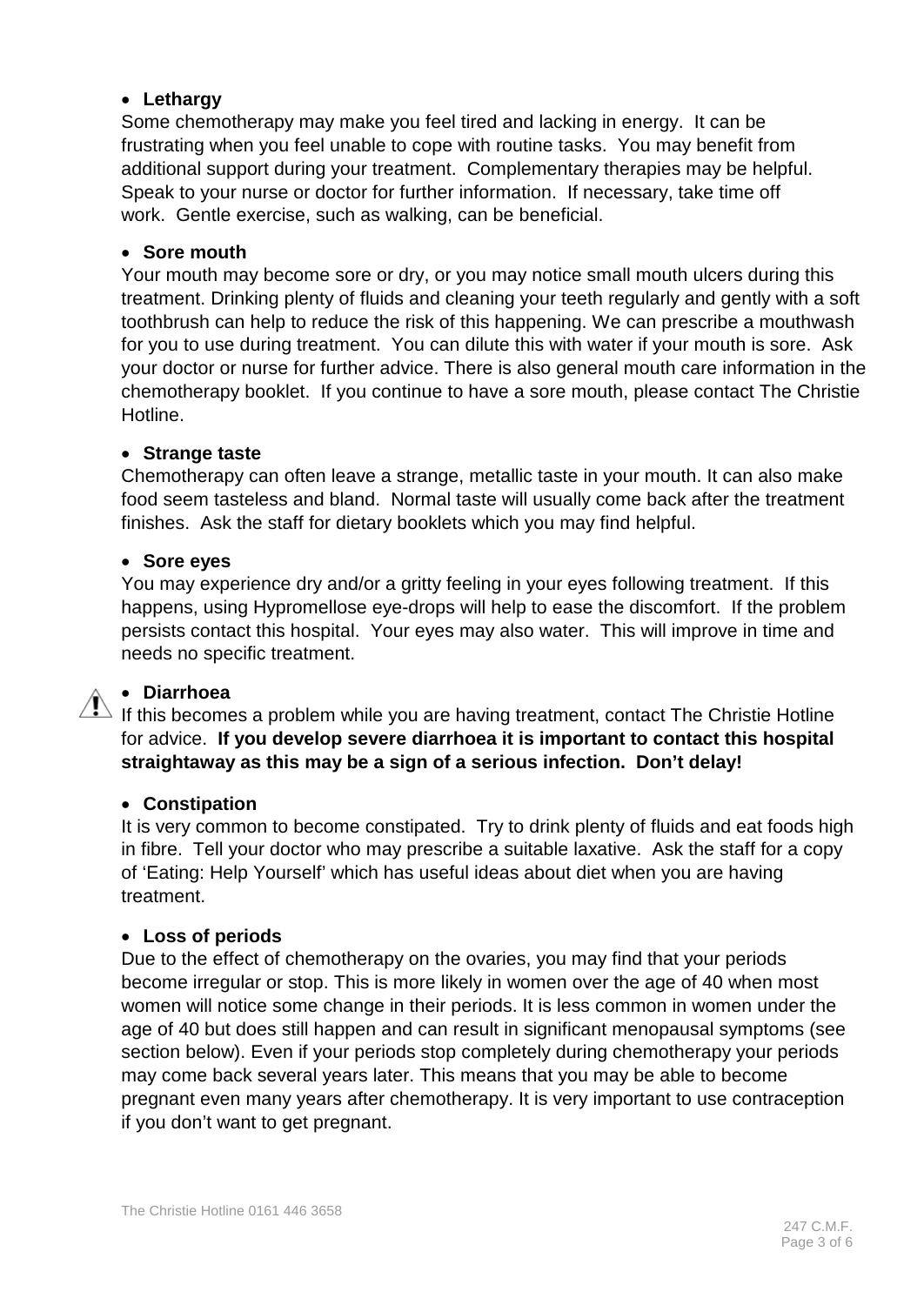- **Lethargy**

Some chemotherapy may make you feel tired and lacking in energy. It can be frustrating when you feel unable to cope with routine tasks. You may benefit from additional support during your treatment. Complementary therapies may be helpful. Speak to your nurse or doctor for further information. If necessary, take time off work. Gentle exercise, such as walking, can be beneficial.

- **Sore mouth**

Your mouth may become sore or dry, or you may notice small mouth ulcers during this treatment. Drinking plenty of fluids and cleaning your teeth regularly and gently with a soft toothbrush can help to reduce the risk of this happening. We can prescribe a mouthwash for you to use during treatment. You can dilute this with water if your mouth is sore. Ask your doctor or nurse for further advice. There is also general mouth care information in the chemotherapy booklet. If you continue to have a sore mouth, please contact The Christie Hotline.

- **Strange taste**

Chemotherapy can often leave a strange, metallic taste in your mouth. It can also make food seem tasteless and bland. Normal taste will usually come back after the treatment finishes. Ask the staff for dietary booklets which you may find helpful.

- **Sore eyes**

You may experience dry and/or a gritty feeling in your eyes following treatment. If this happens, using Hypromellose eye-drops will help to ease the discomfort. If the problem persists contact this hospital. Your eyes may also water. This will improve in time and needs no specific treatment.

- **Diarrhoea**

If this becomes a problem while you are having treatment, contact The Christie Hotline for advice. **If you develop severe diarrhoea it is important to contact this hospital straightaway as this may be a sign of a serious infection. Don't delay!**

- **Constipation**

It is very common to become constipated. Try to drink plenty of fluids and eat foods high in fibre. Tell your doctor who may prescribe a suitable laxative. Ask the staff for a copy of 'Eating: Help Yourself' which has useful ideas about diet when you are having treatment.

- **Loss of periods**

Due to the effect of chemotherapy on the ovaries, you may find that your periods become irregular or stop. This is more likely in women over the age of 40 when most women will notice some change in their periods. It is less common in women under the age of 40 but does still happen and can result in significant menopausal symptoms (see section below). Even if your periods stop completely during chemotherapy your periods may come back several years later. This means that you may be able to become pregnant even many years after chemotherapy. It is very important to use contraception if you don't want to get pregnant.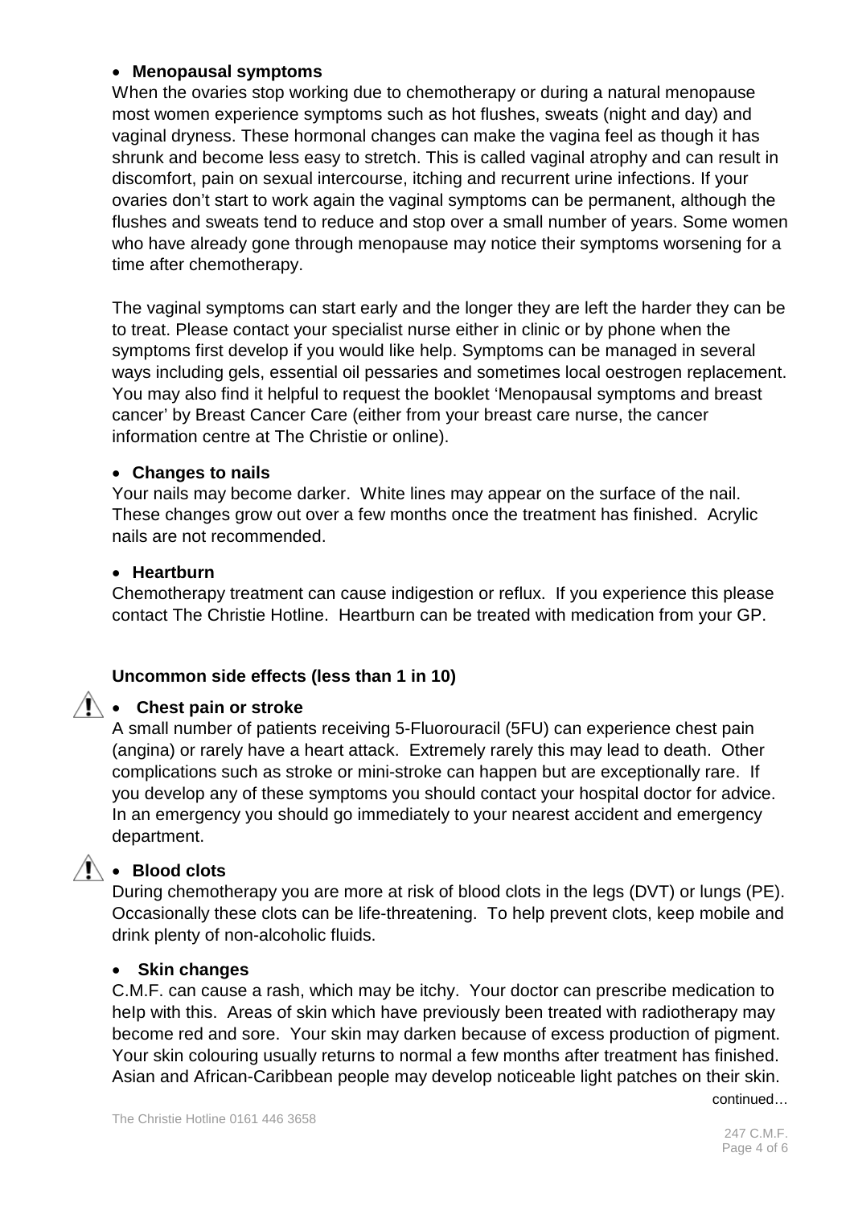- **Menopausal symptoms**

When the ovaries stop working due to chemotherapy or during a natural menopause most women experience symptoms such as hot flushes, sweats (night and day) and vaginal dryness. These hormonal changes can make the vagina feel as though it has shrunk and become less easy to stretch. This is called vaginal atrophy and can result in discomfort, pain on sexual intercourse, itching and recurrent urine infections. If your ovaries don't start to work again the vaginal symptoms can be permanent, although the flushes and sweats tend to reduce and stop over a small number of years. Some women who have already gone through menopause may notice their symptoms worsening for a time after chemotherapy.

The vaginal symptoms can start early and the longer they are left the harder they can be to treat. Please contact your specialist nurse either in clinic or by phone when the symptoms first develop if you would like help. Symptoms can be managed in several ways including gels, essential oil pessaries and sometimes local oestrogen replacement. You may also find it helpful to request the booklet 'Menopausal symptoms and breast cancer' by Breast Cancer Care (either from your breast care nurse, the cancer information centre at The Christie or online).

- **Changes to nails**

Your nails may become darker. White lines may appear on the surface of the nail. These changes grow out over a few months once the treatment has finished. Acrylic nails are not recommended.

- **Heartburn**

Chemotherapy treatment can cause indigestion or reflux. If you experience this please contact The Christie Hotline. Heartburn can be treated with medication from your GP.

**Uncommon side effects (less than 1 in 10)**

- ⚠ **Chest pain or stroke**

A small number of patients receiving 5-Fluorouracil (5FU) can experience chest pain (angina) or rarely have a heart attack. Extremely rarely this may lead to death. Other complications such as stroke or mini-stroke can happen but are exceptionally rare. If you develop any of these symptoms you should contact your hospital doctor for advice. In an emergency you should go immediately to your nearest accident and emergency department.

- ⚠ **Blood clots**

During chemotherapy you are more at risk of blood clots in the legs (DVT) or lungs (PE). Occasionally these clots can be life-threatening. To help prevent clots, keep mobile and drink plenty of non-alcoholic fluids.

- **Skin changes**

C.M.F. can cause a rash, which may be itchy. Your doctor can prescribe medication to help with this. Areas of skin which have previously been treated with radiotherapy may become red and sore. Your skin may darken because of excess production of pigment. Your skin colouring usually returns to normal a few months after treatment has finished. Asian and African-Caribbean people may develop noticeable light patches on their skin.

continued…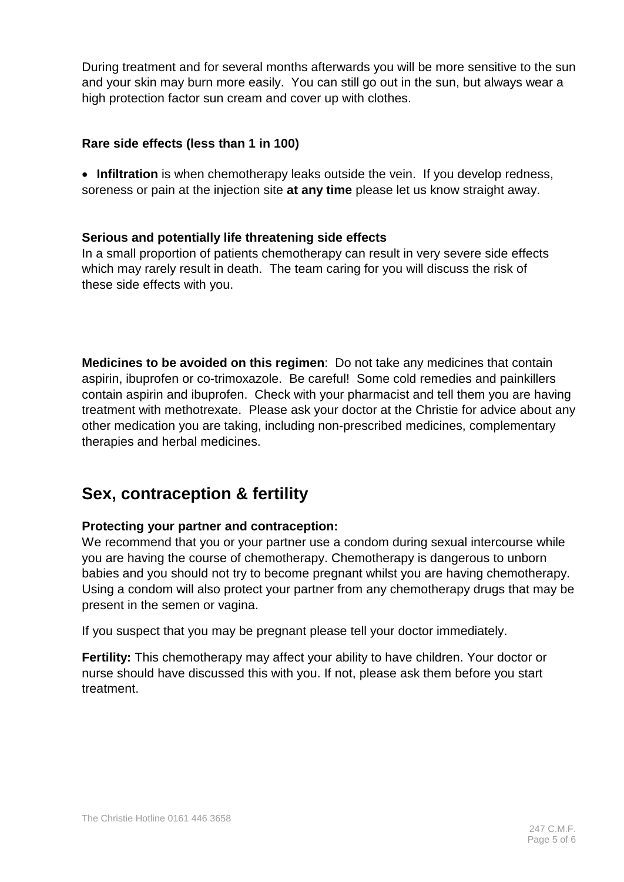During treatment and for several months afterwards you will be more sensitive to the sun and your skin may burn more easily. You can still go out in the sun, but always wear a high protection factor sun cream and cover up with clothes.

### Rare side effects (less than 1 in 100)

- **Infiltration** is when chemotherapy leaks outside the vein. If you develop redness, soreness or pain at the injection site **at any time** please let us know straight away.

### Serious and potentially life threatening side effects

In a small proportion of patients chemotherapy can result in very severe side effects which may rarely result in death. The team caring for you will discuss the risk of these side effects with you.

**Medicines to be avoided on this regimen**: Do not take any medicines that contain aspirin, ibuprofen or co-trimoxazole. Be careful! Some cold remedies and painkillers contain aspirin and ibuprofen. Check with your pharmacist and tell them you are having treatment with methotrexate. Please ask your doctor at the Christie for advice about any other medication you are taking, including non-prescribed medicines, complementary therapies and herbal medicines.

## Sex, contraception & fertility

### Protecting your partner and contraception:

We recommend that you or your partner use a condom during sexual intercourse while you are having the course of chemotherapy. Chemotherapy is dangerous to unborn babies and you should not try to become pregnant whilst you are having chemotherapy. Using a condom will also protect your partner from any chemotherapy drugs that may be present in the semen or vagina.

If you suspect that you may be pregnant please tell your doctor immediately.

**Fertility:** This chemotherapy may affect your ability to have children. Your doctor or nurse should have discussed this with you. If not, please ask them before you start treatment.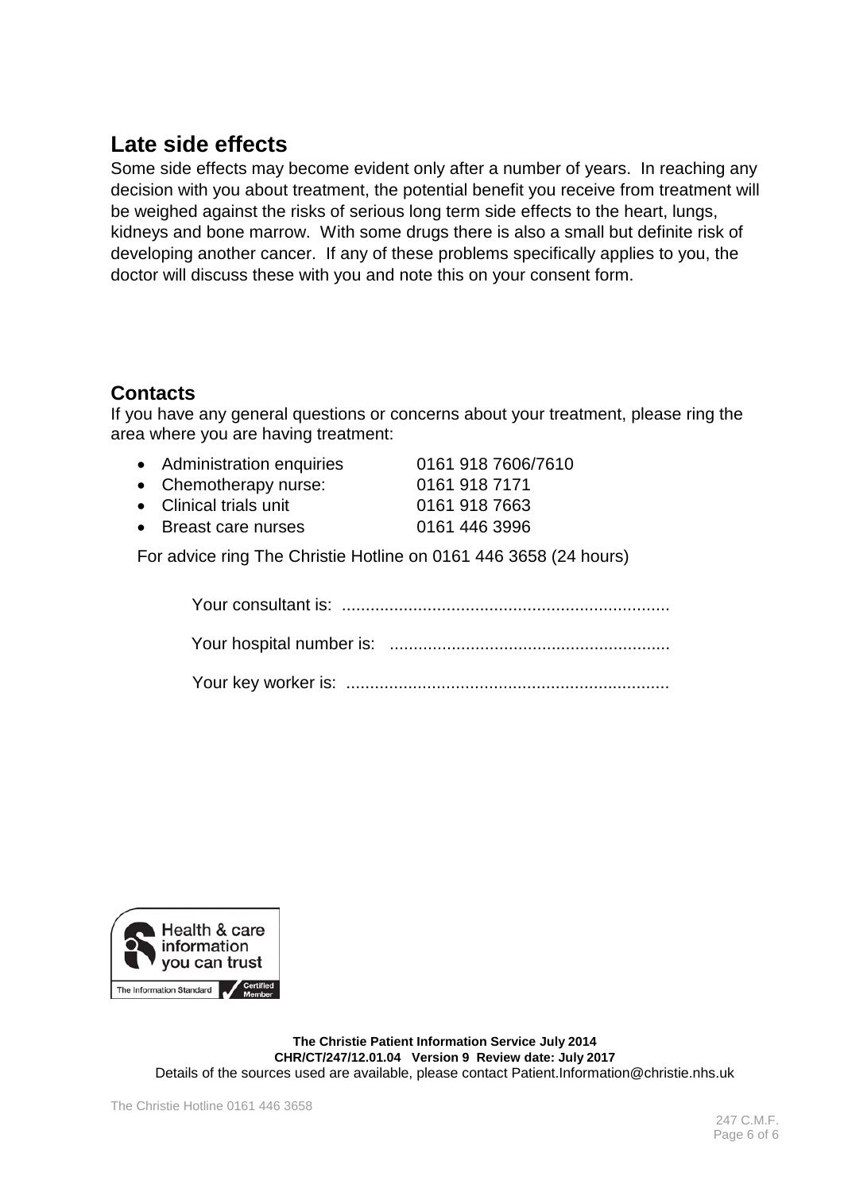## Late side effects

Some side effects may become evident only after a number of years. In reaching any decision with you about treatment, the potential benefit you receive from treatment will be weighed against the risks of serious long term side effects to the heart, lungs, kidneys and bone marrow. With some drugs there is also a small but definite risk of developing another cancer. If any of these problems specifically applies to you, the doctor will discuss these with you and note this on your consent form.

## Contacts

If you have any general questions or concerns about your treatment, please ring the area where you are having treatment:

- Administration enquiries 0161 918 7606/7610
- Chemotherapy nurse: 0161 918 7171
- Clinical trials unit 0161 918 7663
- Breast care nurses 0161 446 3996

For advice ring The Christie Hotline on 0161 446 3658 (24 hours)

Your consultant is: ....................................................................

Your hospital number is: ..........................................................

Your key worker is: ...................................................................

**The Christie Patient Information Service July 2014**
**CHR/CT/247/12.01.04 Version 9 Review date: July 2017**
Details of the sources used are available, please contact Patient.Information@christie.nhs.uk